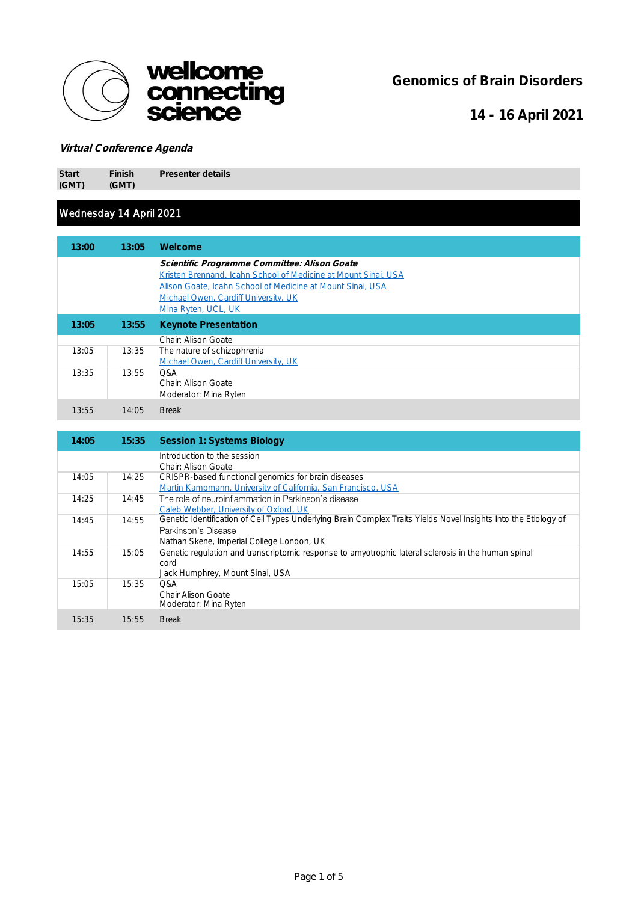wellcome connecting science

# Genomics of Brain Disorders

## 14 - 16 April 2021

***Virtual Conference Agenda***

| Start (GMT) | Finish (GMT) | Presenter details |
|---|---|---|
| **Wednesday 14 April 2021** | | |
| **13:00** | **13:05** | **Welcome** |
| | | ***Scientific Programme Committee: Alison Goate***<br>Kristen Brennand, Icahn School of Medicine at Mount Sinai, USA<br>Alison Goate, Icahn School of Medicine at Mount Sinai, USA<br>Michael Owen, Cardiff University, UK<br>Mina Ryten, UCL, UK |
| **13:05** | **13:55** | **Keynote Presentation** |
| | | Chair: Alison Goate |
| 13:05 | 13:35 | The nature of schizophrenia<br>Michael Owen, Cardiff University, UK |
| 13:35 | 13:55 | Q&A<br>Chair: Alison Goate<br>Moderator: Mina Ryten |
| 13:55 | 14:05 | Break |
| **14:05** | **15:35** | **Session 1: Systems Biology** |
| | | Introduction to the session<br>Chair: Alison Goate |
| 14:05 | 14:25 | CRISPR-based functional genomics for brain diseases<br>Martin Kampmann, University of California, San Francisco, USA |
| 14:25 | 14:45 | The role of neuroinflammation in Parkinson's disease<br>Caleb Webber, University of Oxford, UK |
| 14:45 | 14:55 | Genetic Identification of Cell Types Underlying Brain Complex Traits Yields Novel Insights Into the Etiology of Parkinson's Disease<br>Nathan Skene, Imperial College London, UK |
| 14:55 | 15:05 | Genetic regulation and transcriptomic response to amyotrophic lateral sclerosis in the human spinal cord<br>Jack Humphrey, Mount Sinai, USA |
| 15:05 | 15:35 | Q&A<br>Chair Alison Goate<br>Moderator: Mina Ryten |
| 15:35 | 15:55 | Break |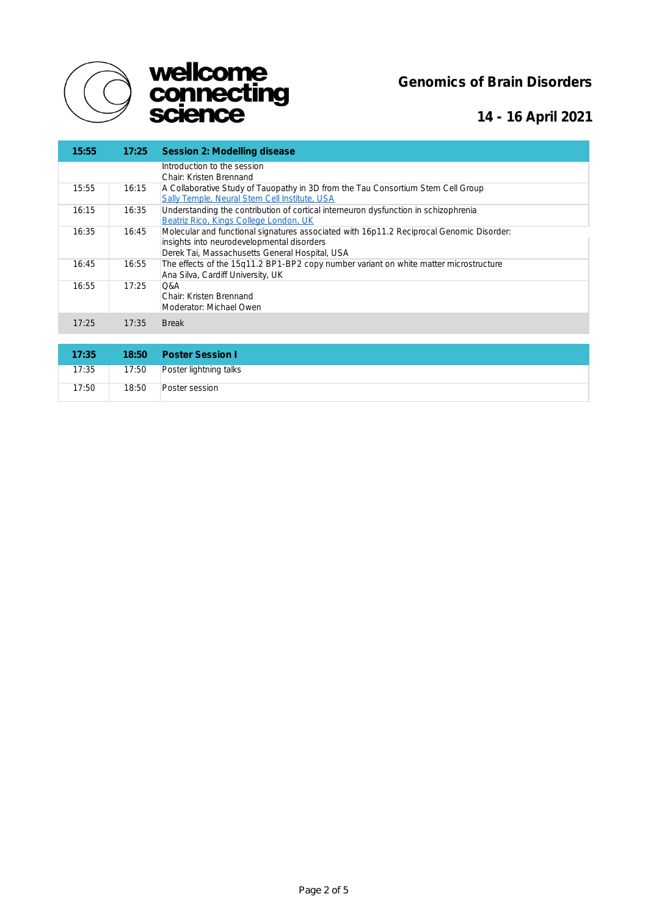# Genomics of Brain Disorders

## 14 - 16 April 2021

| 15:55 | 17:25 | Session 2: Modelling disease |
|---|---|---|
| | | Introduction to the session<br>Chair: Kristen Brennand |
| 15:55 | 16:15 | A Collaborative Study of Tauopathy in 3D from the Tau Consortium Stem Cell Group<br>Sally Temple, Neural Stem Cell Institute, USA |
| 16:15 | 16:35 | Understanding the contribution of cortical interneuron dysfunction in schizophrenia<br>Beatriz Rico, Kings College London, UK |
| 16:35 | 16:45 | Molecular and functional signatures associated with 16p11.2 Reciprocal Genomic Disorder: insights into neurodevelopmental disorders<br>Derek Tai, Massachusetts General Hospital, USA |
| 16:45 | 16:55 | The effects of the 15q11.2 BP1-BP2 copy number variant on white matter microstructure<br>Ana Silva, Cardiff University, UK |
| 16:55 | 17:25 | Q&A<br>Chair: Kristen Brennand<br>Moderator: Michael Owen |
| 17:25 | 17:35 | Break |

| 17:35 | 18:50 | Poster Session I |
|---|---|---|
| 17:35 | 17:50 | Poster lightning talks |
| 17:50 | 18:50 | Poster session |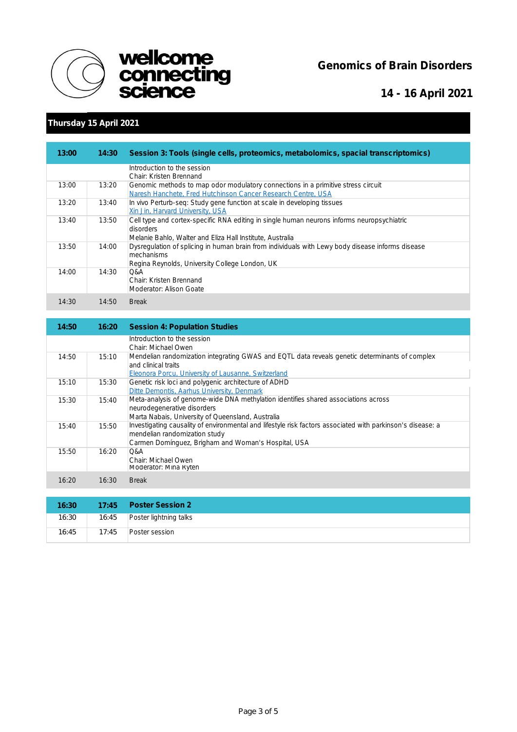# Genomics of Brain Disorders

## 14 - 16 April 2021

## Thursday 15 April 2021

| 13:00 | 14:30 | **Session 3: Tools (single cells, proteomics, metabolomics, spacial transcriptomics)** |
|---|---|---|
| | | Introduction to the session<br>Chair: Kristen Brennand |
| 13:00 | 13:20 | Genomic methods to map odor modulatory connections in a primitive stress circuit<br>Naresh Hanchete, Fred Hutchinson Cancer Research Centre, USA |
| 13:20 | 13:40 | In vivo Perturb-seq: Study gene function at scale in developing tissues<br>Xin Jin, Harvard University, USA |
| 13:40 | 13:50 | Cell type and cortex-specific RNA editing in single human neurons informs neuropsychiatric disorders<br>Melanie Bahlo, Walter and Eliza Hall Institute, Australia |
| 13:50 | 14:00 | Dysregulation of splicing in human brain from individuals with Lewy body disease informs disease mechanisms<br>Regina Reynolds, University College London, UK |
| 14:00 | 14:30 | Q&A<br>Chair: Kristen Brennand<br>Moderator: Alison Goate |
| 14:30 | 14:50 | Break |

| 14:50 | 16:20 | **Session 4: Population Studies** |
|---|---|---|
| | | Introduction to the session<br>Chair: Michael Owen |
| 14:50 | 15:10 | Mendelian randomization integrating GWAS and EQTL data reveals genetic determinants of complex and clinical traits<br>Eleonora Porcu, University of Lausanne, Switzerland |
| 15:10 | 15:30 | Genetic risk loci and polygenic architecture of ADHD<br>Ditte Demontis, Aarhus University, Denmark |
| 15:30 | 15:40 | Meta-analysis of genome-wide DNA methylation identifies shared associations across neurodegenerative disorders<br>Marta Nabais, University of Queensland, Australia |
| 15:40 | 15:50 | Investigating causality of environmental and lifestyle risk factors associated with parkinson's disease: a mendelian randomization study<br>Carmen Domínguez, Brigham and Woman's Hospital, USA |
| 15:50 | 16:20 | Q&A<br>Chair: Michael Owen<br>Moderator: Mina Ryten |
| 16:20 | 16:30 | Break |

| 16:30 | 17:45 | **Poster Session 2** |
|---|---|---|
| 16:30 | 16:45 | Poster lightning talks |
| 16:45 | 17:45 | Poster session |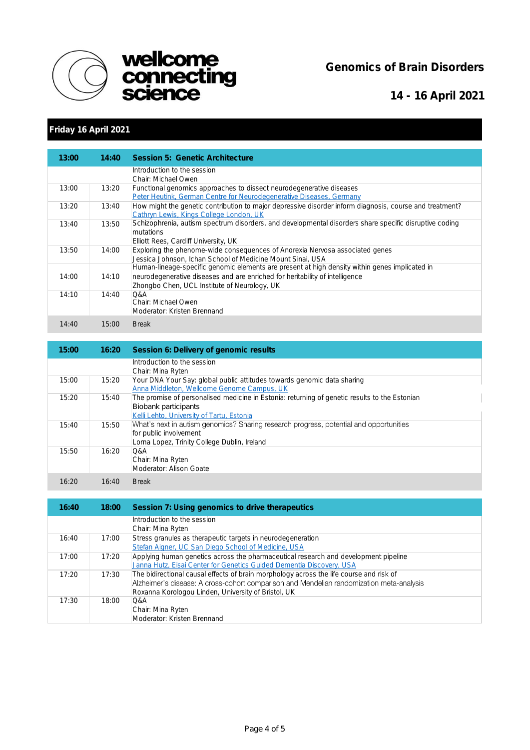# Genomics of Brain Disorders

## 14 - 16 April 2021

## Friday 16 April 2021

| Start | End | Session |
|---|---|---|
| **13:00** | **14:40** | **Session 5: Genetic Architecture** |
| | | Introduction to the session<br>Chair: Michael Owen |
| 13:00 | 13:20 | Functional genomics approaches to dissect neurodegenerative diseases<br>Peter Heutink, German Centre for Neurodegenerative Diseases, Germany |
| 13:20 | 13:40 | How might the genetic contribution to major depressive disorder inform diagnosis, course and treatment?<br>Cathryn Lewis, Kings College London, UK |
| 13:40 | 13:50 | Schizophrenia, autism spectrum disorders, and developmental disorders share specific disruptive coding mutations<br>Elliott Rees, Cardiff University, UK |
| 13:50 | 14:00 | Exploring the phenome-wide consequences of Anorexia Nervosa associated genes<br>Jessica Johnson, Ichan School of Medicine Mount Sinai, USA |
| 14:00 | 14:10 | Human-lineage-specific genomic elements are present at high density within genes implicated in neurodegenerative diseases and are enriched for heritability of intelligence<br>Zhongbo Chen, UCL Institute of Neurology, UK |
| 14:10 | 14:40 | Q&A<br>Chair: Michael Owen<br>Moderator: Kristen Brennand |
| 14:40 | 15:00 | Break |

| Start | End | Session |
|---|---|---|
| **15:00** | **16:20** | **Session 6: Delivery of genomic results** |
| | | Introduction to the session<br>Chair: Mina Ryten |
| 15:00 | 15:20 | Your DNA Your Say: global public attitudes towards genomic data sharing<br>Anna Middleton, Wellcome Genome Campus, UK |
| 15:20 | 15:40 | The promise of personalised medicine in Estonia: returning of genetic results to the Estonian Biobank participants<br>Kelli Lehto, University of Tartu, Estonia |
| 15:40 | 15:50 | What's next in autism genomics? Sharing research progress, potential and opportunities for public involvement<br>Lorna Lopez, Trinity College Dublin, Ireland |
| 15:50 | 16:20 | Q&A<br>Chair: Mina Ryten<br>Moderator: Alison Goate |
| 16:20 | 16:40 | Break |

| Start | End | Session |
|---|---|---|
| **16:40** | **18:00** | **Session 7: Using genomics to drive therapeutics** |
| | | Introduction to the session<br>Chair: Mina Ryten |
| 16:40 | 17:00 | Stress granules as therapeutic targets in neurodegeneration<br>Stefan Aigner, UC San Diego School of Medicine, USA |
| 17:00 | 17:20 | Applying human genetics across the pharmaceutical research and development pipeline<br>Janna Hutz, Eisai Center for Genetics Guided Dementia Discovery, USA |
| 17:20 | 17:30 | The bidirectional causal effects of brain morphology across the life course and risk of Alzheimer's disease: A cross-cohort comparison and Mendelian randomization meta-analysis<br>Roxanna Korologou Linden, University of Bristol, UK |
| 17:30 | 18:00 | Q&A<br>Chair: Mina Ryten<br>Moderator: Kristen Brennand |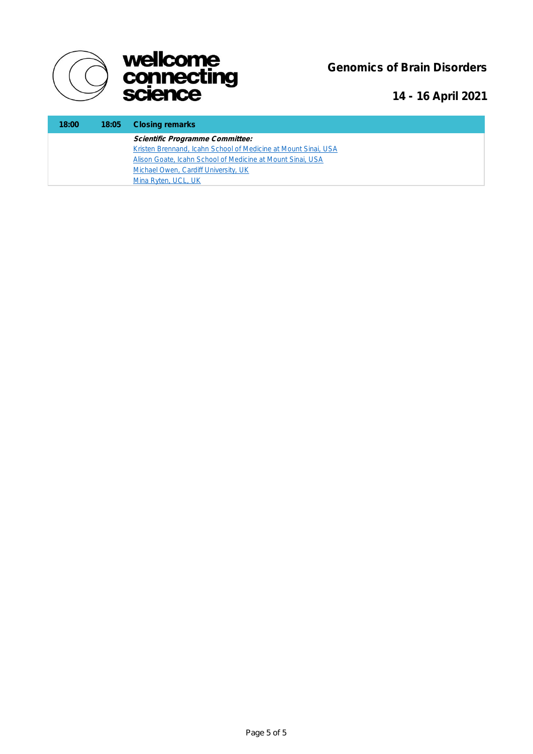| | | |
|---|---|---|
| **18:00** | **18:05** | **Closing remarks** |
| | | ***Scientific Programme Committee:***<br>Kristen Brennand, Icahn School of Medicine at Mount Sinai, USA<br>Alison Goate, Icahn School of Medicine at Mount Sinai, USA<br>Michael Owen, Cardiff University, UK<br>Mina Ryten, UCL, UK |